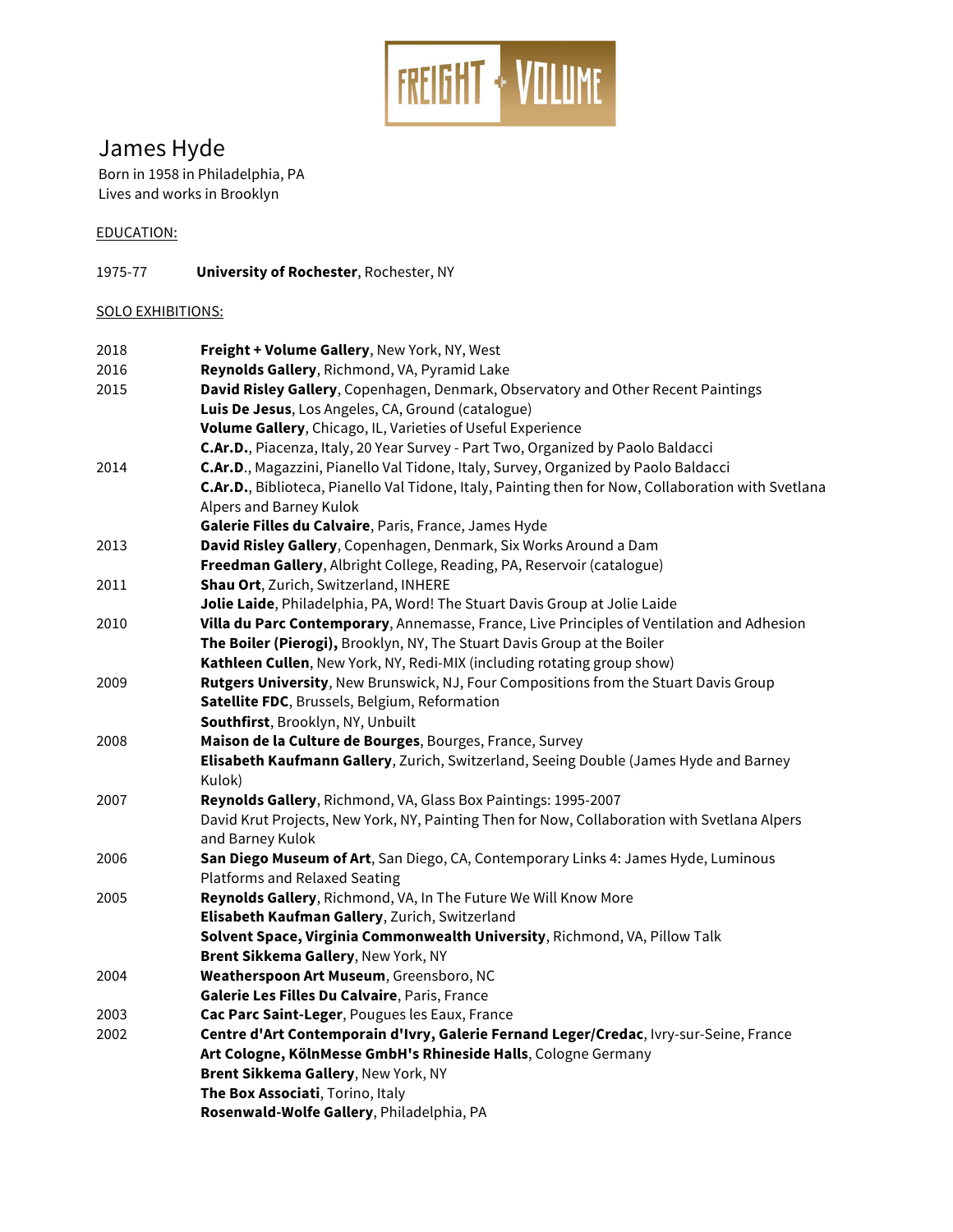# James Hyde

Born in 1958 in Philadelphia, PA
Lives and works in Brooklyn

## EDUCATION:

1975-77 **University of Rochester**, Rochester, NY

## SOLO EXHIBITIONS:

2018
**Freight + Volume Gallery**, New York, NY, West

2016
**Reynolds Gallery**, Richmond, VA, Pyramid Lake

2015
**David Risley Gallery**, Copenhagen, Denmark, Observatory and Other Recent Paintings
**Luis De Jesus**, Los Angeles, CA, Ground (catalogue)
**Volume Gallery**, Chicago, IL, Varieties of Useful Experience
**C.Ar.D.**, Piacenza, Italy, 20 Year Survey - Part Two, Organized by Paolo Baldacci

2014
**C.Ar.D.**, Magazzini, Pianello Val Tidone, Italy, Survey, Organized by Paolo Baldacci
**C.Ar.D.**, Biblioteca, Pianello Val Tidone, Italy, Painting then for Now, Collaboration with Svetlana Alpers and Barney Kulok
**Galerie Filles du Calvaire**, Paris, France, James Hyde

2013
**David Risley Gallery**, Copenhagen, Denmark, Six Works Around a Dam
**Freedman Gallery**, Albright College, Reading, PA, Reservoir (catalogue)

2011
**Shau Ort**, Zurich, Switzerland, INHERE
**Jolie Laide**, Philadelphia, PA, Word! The Stuart Davis Group at Jolie Laide

2010
**Villa du Parc Contemporary**, Annemasse, France, Live Principles of Ventilation and Adhesion
**The Boiler (Pierogi),** Brooklyn, NY, The Stuart Davis Group at the Boiler
**Kathleen Cullen**, New York, NY, Redi-MIX (including rotating group show)

2009
**Rutgers University**, New Brunswick, NJ, Four Compositions from the Stuart Davis Group
**Satellite FDC**, Brussels, Belgium, Reformation
**Southfirst**, Brooklyn, NY, Unbuilt

2008
**Maison de la Culture de Bourges**, Bourges, France, Survey
**Elisabeth Kaufmann Gallery**, Zurich, Switzerland, Seeing Double (James Hyde and Barney Kulok)

2007
**Reynolds Gallery**, Richmond, VA, Glass Box Paintings: 1995-2007
David Krut Projects, New York, NY, Painting Then for Now, Collaboration with Svetlana Alpers and Barney Kulok

2006
**San Diego Museum of Art**, San Diego, CA, Contemporary Links 4: James Hyde, Luminous Platforms and Relaxed Seating

2005
**Reynolds Gallery**, Richmond, VA, In The Future We Will Know More
**Elisabeth Kaufman Gallery**, Zurich, Switzerland
**Solvent Space, Virginia Commonwealth University**, Richmond, VA, Pillow Talk
**Brent Sikkema Gallery**, New York, NY

2004
**Weatherspoon Art Museum**, Greensboro, NC
**Galerie Les Filles Du Calvaire**, Paris, France

2003
**Cac Parc Saint-Leger**, Pougues les Eaux, France

2002
**Centre d'Art Contemporain d'Ivry, Galerie Fernand Leger/Credac**, Ivry-sur-Seine, France
**Art Cologne, KölnMesse GmbH's Rhineside Halls**, Cologne Germany
**Brent Sikkema Gallery**, New York, NY
**The Box Associati**, Torino, Italy
**Rosenwald-Wolfe Gallery**, Philadelphia, PA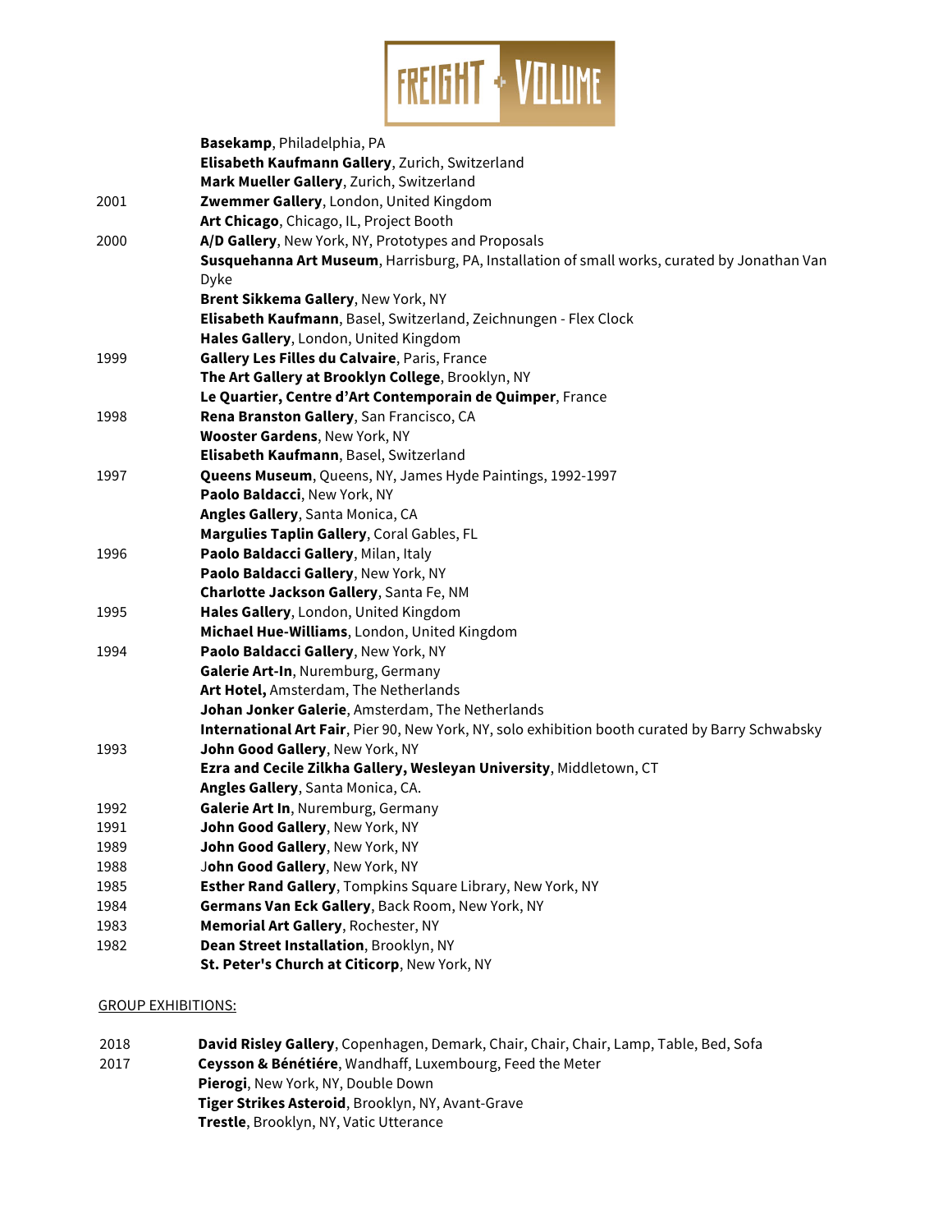| | |
|---|---|
| | **Basekamp**, Philadelphia, PA |
| | **Elisabeth Kaufmann Gallery**, Zurich, Switzerland |
| | **Mark Mueller Gallery**, Zurich, Switzerland |
| 2001 | **Zwemmer Gallery**, London, United Kingdom |
| | **Art Chicago**, Chicago, IL, Project Booth |
| 2000 | **A/D Gallery**, New York, NY, Prototypes and Proposals |
| | **Susquehanna Art Museum**, Harrisburg, PA, Installation of small works, curated by Jonathan Van Dyke |
| | **Brent Sikkema Gallery**, New York, NY |
| | **Elisabeth Kaufmann**, Basel, Switzerland, Zeichnungen - Flex Clock |
| | **Hales Gallery**, London, United Kingdom |
| 1999 | **Gallery Les Filles du Calvaire**, Paris, France |
| | **The Art Gallery at Brooklyn College**, Brooklyn, NY |
| | **Le Quartier, Centre d'Art Contemporain de Quimper**, France |
| 1998 | **Rena Branston Gallery**, San Francisco, CA |
| | **Wooster Gardens**, New York, NY |
| | **Elisabeth Kaufmann**, Basel, Switzerland |
| 1997 | **Queens Museum**, Queens, NY, James Hyde Paintings, 1992-1997 |
| | **Paolo Baldacci**, New York, NY |
| | **Angles Gallery**, Santa Monica, CA |
| | **Margulies Taplin Gallery**, Coral Gables, FL |
| 1996 | **Paolo Baldacci Gallery**, Milan, Italy |
| | **Paolo Baldacci Gallery**, New York, NY |
| | **Charlotte Jackson Gallery**, Santa Fe, NM |
| 1995 | **Hales Gallery**, London, United Kingdom |
| | **Michael Hue-Williams**, London, United Kingdom |
| 1994 | **Paolo Baldacci Gallery**, New York, NY |
| | **Galerie Art-In**, Nuremburg, Germany |
| | **Art Hotel,** Amsterdam, The Netherlands |
| | **Johan Jonker Galerie**, Amsterdam, The Netherlands |
| | **International Art Fair**, Pier 90, New York, NY, solo exhibition booth curated by Barry Schwabsky |
| 1993 | **John Good Gallery**, New York, NY |
| | **Ezra and Cecile Zilkha Gallery, Wesleyan University**, Middletown, CT |
| | **Angles Gallery**, Santa Monica, CA. |
| 1992 | **Galerie Art In**, Nuremburg, Germany |
| 1991 | **John Good Gallery**, New York, NY |
| 1989 | **John Good Gallery**, New York, NY |
| 1988 | **John Good Gallery**, New York, NY |
| 1985 | **Esther Rand Gallery**, Tompkins Square Library, New York, NY |
| 1984 | **Germans Van Eck Gallery**, Back Room, New York, NY |
| 1983 | **Memorial Art Gallery**, Rochester, NY |
| 1982 | **Dean Street Installation**, Brooklyn, NY |
| | **St. Peter's Church at Citicorp**, New York, NY |

GROUP EXHIBITIONS:

| | |
|---|---|
| 2018 | **David Risley Gallery**, Copenhagen, Demark, Chair, Chair, Chair, Lamp, Table, Bed, Sofa |
| 2017 | **Ceysson & Bénétiére**, Wandhaff, Luxembourg, Feed the Meter |
| | **Pierogi**, New York, NY, Double Down |
| | **Tiger Strikes Asteroid**, Brooklyn, NY, Avant-Grave |
| | **Trestle**, Brooklyn, NY, Vatic Utterance |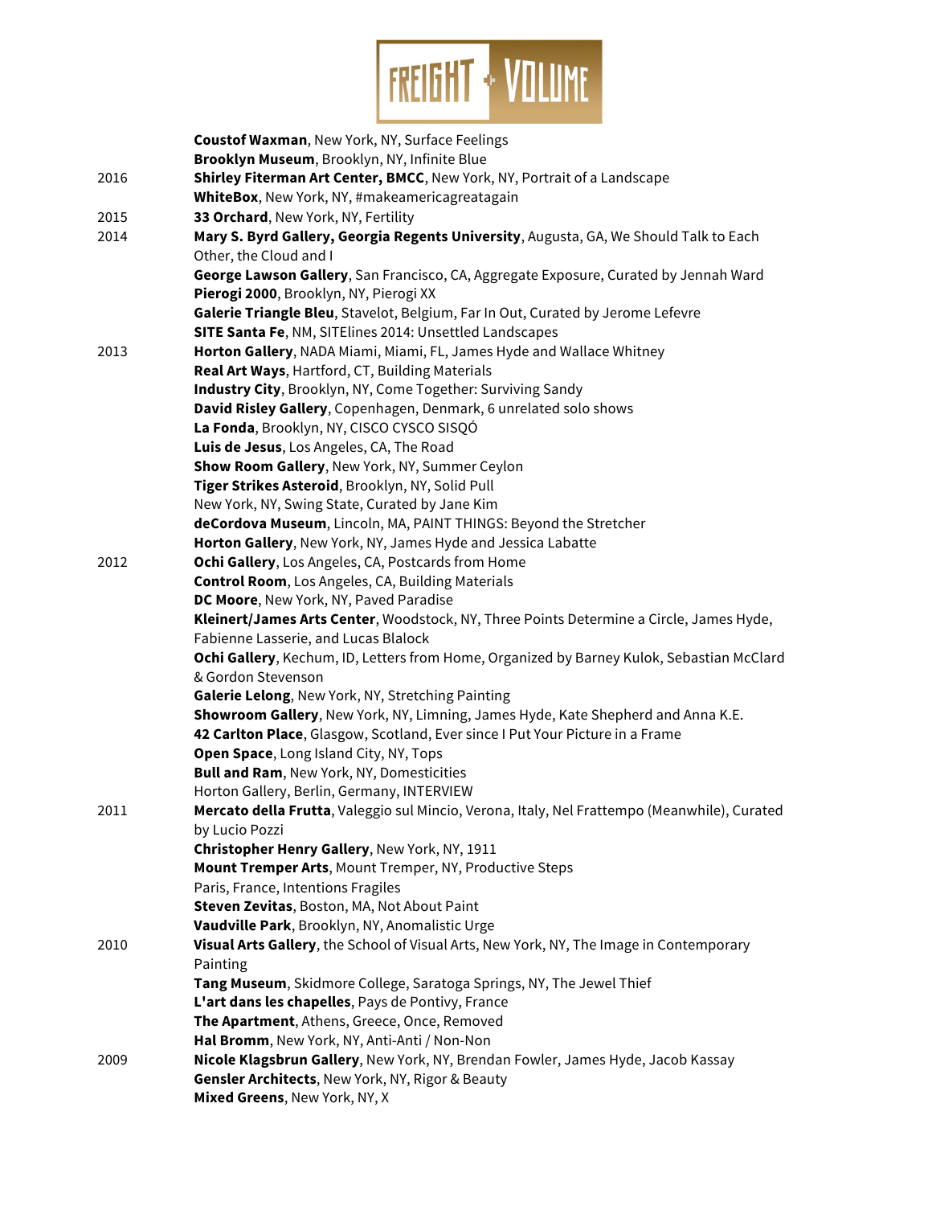| | |
|---|---|
| | **Coustof Waxman**, New York, NY, Surface Feelings |
| | **Brooklyn Museum**, Brooklyn, NY, Infinite Blue |
| 2016 | **Shirley Fiterman Art Center, BMCC**, New York, NY, Portrait of a Landscape |
| | **WhiteBox**, New York, NY, #makeamericagreatagain |
| 2015 | **33 Orchard**, New York, NY, Fertility |
| 2014 | **Mary S. Byrd Gallery, Georgia Regents University**, Augusta, GA, We Should Talk to Each Other, the Cloud and I |
| | **George Lawson Gallery**, San Francisco, CA, Aggregate Exposure, Curated by Jennah Ward |
| | **Pierogi 2000**, Brooklyn, NY, Pierogi XX |
| | **Galerie Triangle Bleu**, Stavelot, Belgium, Far In Out, Curated by Jerome Lefevre |
| | **SITE Santa Fe**, NM, SITElines 2014: Unsettled Landscapes |
| 2013 | **Horton Gallery**, NADA Miami, Miami, FL, James Hyde and Wallace Whitney |
| | **Real Art Ways**, Hartford, CT, Building Materials |
| | **Industry City**, Brooklyn, NY, Come Together: Surviving Sandy |
| | **David Risley Gallery**, Copenhagen, Denmark, 6 unrelated solo shows |
| | **La Fonda**, Brooklyn, NY, CISCO CYSCO SISQÓ |
| | **Luis de Jesus**, Los Angeles, CA, The Road |
| | **Show Room Gallery**, New York, NY, Summer Ceylon |
| | **Tiger Strikes Asteroid**, Brooklyn, NY, Solid Pull |
| | New York, NY, Swing State, Curated by Jane Kim |
| | **deCordova Museum**, Lincoln, MA, PAINT THINGS: Beyond the Stretcher |
| | **Horton Gallery**, New York, NY, James Hyde and Jessica Labatte |
| 2012 | **Ochi Gallery**, Los Angeles, CA, Postcards from Home |
| | **Control Room**, Los Angeles, CA, Building Materials |
| | **DC Moore**, New York, NY, Paved Paradise |
| | **Kleinert/James Arts Center**, Woodstock, NY, Three Points Determine a Circle, James Hyde, Fabienne Lasserie, and Lucas Blalock |
| | **Ochi Gallery**, Kechum, ID, Letters from Home, Organized by Barney Kulok, Sebastian McClard & Gordon Stevenson |
| | **Galerie Lelong**, New York, NY, Stretching Painting |
| | **Showroom Gallery**, New York, NY, Limning, James Hyde, Kate Shepherd and Anna K.E. |
| | **42 Carlton Place**, Glasgow, Scotland, Ever since I Put Your Picture in a Frame |
| | **Open Space**, Long Island City, NY, Tops |
| | **Bull and Ram**, New York, NY, Domesticities |
| | Horton Gallery, Berlin, Germany, INTERVIEW |
| 2011 | **Mercato della Frutta**, Valeggio sul Mincio, Verona, Italy, Nel Frattempo (Meanwhile), Curated by Lucio Pozzi |
| | **Christopher Henry Gallery**, New York, NY, 1911 |
| | **Mount Tremper Arts**, Mount Tremper, NY, Productive Steps |
| | Paris, France, Intentions Fragiles |
| | **Steven Zevitas**, Boston, MA, Not About Paint |
| | **Vaudville Park**, Brooklyn, NY, Anomalistic Urge |
| 2010 | **Visual Arts Gallery**, the School of Visual Arts, New York, NY, The Image in Contemporary Painting |
| | **Tang Museum**, Skidmore College, Saratoga Springs, NY, The Jewel Thief |
| | **L'art dans les chapelles**, Pays de Pontivy, France |
| | **The Apartment**, Athens, Greece, Once, Removed |
| | **Hal Bromm**, New York, NY, Anti-Anti / Non-Non |
| 2009 | **Nicole Klagsbrun Gallery**, New York, NY, Brendan Fowler, James Hyde, Jacob Kassay |
| | **Gensler Architects**, New York, NY, Rigor & Beauty |
| | **Mixed Greens**, New York, NY, X |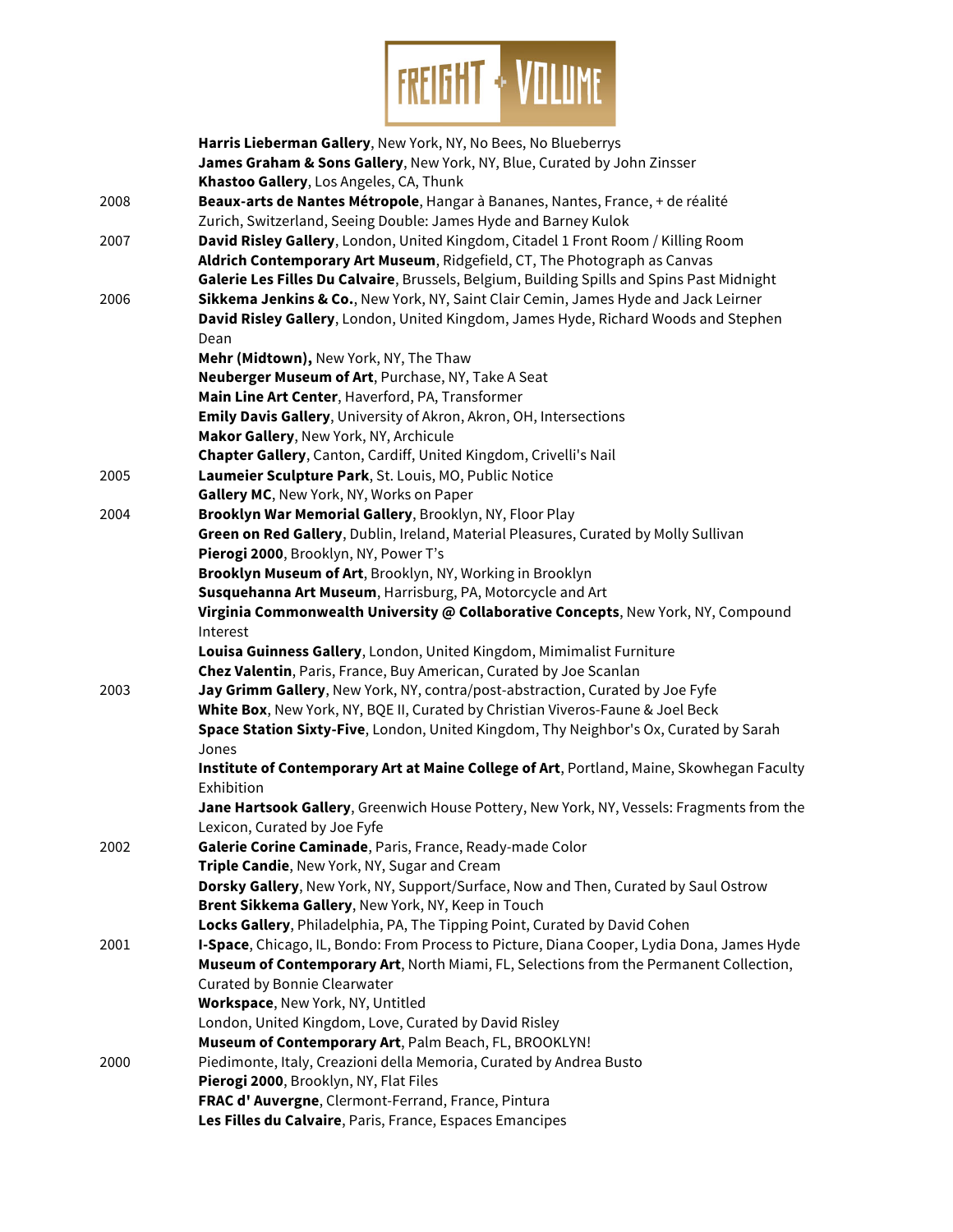**Harris Lieberman Gallery**, New York, NY, No Bees, No Blueberrys
**James Graham & Sons Gallery**, New York, NY, Blue, Curated by John Zinsser
**Khastoo Gallery**, Los Angeles, CA, Thunk

2008
**Beaux-arts de Nantes Métropole**, Hangar à Bananes, Nantes, France, + de réalité
Zurich, Switzerland, Seeing Double: James Hyde and Barney Kulok

2007
**David Risley Gallery**, London, United Kingdom, Citadel 1 Front Room / Killing Room
**Aldrich Contemporary Art Museum**, Ridgefield, CT, The Photograph as Canvas
**Galerie Les Filles Du Calvaire**, Brussels, Belgium, Building Spills and Spins Past Midnight

2006
**Sikkema Jenkins & Co.**, New York, NY, Saint Clair Cemin, James Hyde and Jack Leirner
**David Risley Gallery**, London, United Kingdom, James Hyde, Richard Woods and Stephen Dean
**Mehr (Midtown),** New York, NY, The Thaw
**Neuberger Museum of Art**, Purchase, NY, Take A Seat
**Main Line Art Center**, Haverford, PA, Transformer
**Emily Davis Gallery**, University of Akron, Akron, OH, Intersections
**Makor Gallery**, New York, NY, Archicule
**Chapter Gallery**, Canton, Cardiff, United Kingdom, Crivelli's Nail

2005
**Laumeier Sculpture Park**, St. Louis, MO, Public Notice
**Gallery MC**, New York, NY, Works on Paper

2004
**Brooklyn War Memorial Gallery**, Brooklyn, NY, Floor Play
**Green on Red Gallery**, Dublin, Ireland, Material Pleasures, Curated by Molly Sullivan
**Pierogi 2000**, Brooklyn, NY, Power T's
**Brooklyn Museum of Art**, Brooklyn, NY, Working in Brooklyn
**Susquehanna Art Museum**, Harrisburg, PA, Motorcycle and Art
**Virginia Commonwealth University @ Collaborative Concepts**, New York, NY, Compound Interest
**Louisa Guinness Gallery**, London, United Kingdom, Mimimalist Furniture
**Chez Valentin**, Paris, France, Buy American, Curated by Joe Scanlan

2003
**Jay Grimm Gallery**, New York, NY, contra/post-abstraction, Curated by Joe Fyfe
**White Box**, New York, NY, BQE II, Curated by Christian Viveros-Faune & Joel Beck
**Space Station Sixty-Five**, London, United Kingdom, Thy Neighbor's Ox, Curated by Sarah Jones
**Institute of Contemporary Art at Maine College of Art**, Portland, Maine, Skowhegan Faculty Exhibition
**Jane Hartsook Gallery**, Greenwich House Pottery, New York, NY, Vessels: Fragments from the Lexicon, Curated by Joe Fyfe

2002
**Galerie Corine Caminade**, Paris, France, Ready-made Color
**Triple Candie**, New York, NY, Sugar and Cream
**Dorsky Gallery**, New York, NY, Support/Surface, Now and Then, Curated by Saul Ostrow
**Brent Sikkema Gallery**, New York, NY, Keep in Touch
**Locks Gallery**, Philadelphia, PA, The Tipping Point, Curated by David Cohen

2001
**I-Space**, Chicago, IL, Bondo: From Process to Picture, Diana Cooper, Lydia Dona, James Hyde
**Museum of Contemporary Art**, North Miami, FL, Selections from the Permanent Collection, Curated by Bonnie Clearwater
**Workspace**, New York, NY, Untitled
London, United Kingdom, Love, Curated by David Risley
**Museum of Contemporary Art**, Palm Beach, FL, BROOKLYN!

2000
Piedimonte, Italy, Creazioni della Memoria, Curated by Andrea Busto
**Pierogi 2000**, Brooklyn, NY, Flat Files
**FRAC d' Auvergne**, Clermont-Ferrand, France, Pintura
**Les Filles du Calvaire**, Paris, France, Espaces Emancipes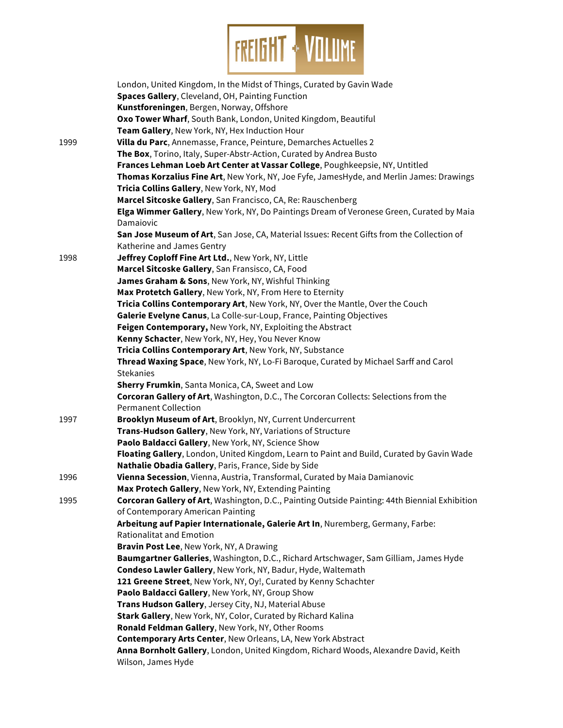London, United Kingdom, In the Midst of Things, Curated by Gavin Wade
**Spaces Gallery**, Cleveland, OH, Painting Function
**Kunstforeningen**, Bergen, Norway, Offshore
**Oxo Tower Wharf**, South Bank, London, United Kingdom, Beautiful
**Team Gallery**, New York, NY, Hex Induction Hour

1999
**Villa du Parc**, Annemasse, France, Peinture, Demarches Actuelles 2
**The Box**, Torino, Italy, Super-Abstr-Action, Curated by Andrea Busto
**Frances Lehman Loeb Art Center at Vassar College**, Poughkeepsie, NY, Untitled
**Thomas Korzalius Fine Art**, New York, NY, Joe Fyfe, JamesHyde, and Merlin James: Drawings
**Tricia Collins Gallery**, New York, NY, Mod
**Marcel Sitcoske Gallery**, San Francisco, CA, Re: Rauschenberg
**Elga Wimmer Gallery**, New York, NY, Do Paintings Dream of Veronese Green, Curated by Maia Damaiovic
**San Jose Museum of Art**, San Jose, CA, Material Issues: Recent Gifts from the Collection of Katherine and James Gentry

1998
**Jeffrey Coploff Fine Art Ltd.**, New York, NY, Little
**Marcel Sitcoske Gallery**, San Fransisco, CA, Food
**James Graham & Sons**, New York, NY, Wishful Thinking
**Max Protetch Gallery**, New York, NY, From Here to Eternity
**Tricia Collins Contemporary Art**, New York, NY, Over the Mantle, Over the Couch
**Galerie Evelyne Canus**, La Colle-sur-Loup, France, Painting Objectives
**Feigen Contemporary,** New York, NY, Exploiting the Abstract
**Kenny Schacter**, New York, NY, Hey, You Never Know
**Tricia Collins Contemporary Art**, New York, NY, Substance
**Thread Waxing Space**, New York, NY, Lo-Fi Baroque, Curated by Michael Sarff and Carol Stekanies
**Sherry Frumkin**, Santa Monica, CA, Sweet and Low
**Corcoran Gallery of Art**, Washington, D.C., The Corcoran Collects: Selections from the Permanent Collection

1997
**Brooklyn Museum of Art**, Brooklyn, NY, Current Undercurrent
**Trans-Hudson Gallery**, New York, NY, Variations of Structure
**Paolo Baldacci Gallery**, New York, NY, Science Show
**Floating Gallery**, London, United Kingdom, Learn to Paint and Build, Curated by Gavin Wade
**Nathalie Obadia Gallery**, Paris, France, Side by Side

1996
**Vienna Secession**, Vienna, Austria, Transformal, Curated by Maia Damianovic
**Max Protech Gallery**, New York, NY, Extending Painting

1995
**Corcoran Gallery of Art**, Washington, D.C., Painting Outside Painting: 44th Biennial Exhibition of Contemporary American Painting
**Arbeitung auf Papier Internationale, Galerie Art In**, Nuremberg, Germany, Farbe: Rationalitat and Emotion
**Bravin Post Lee**, New York, NY, A Drawing
**Baumgartner Galleries**, Washington, D.C., Richard Artschwager, Sam Gilliam, James Hyde
**Condeso Lawler Gallery**, New York, NY, Badur, Hyde, Waltemath
**121 Greene Street**, New York, NY, Oy!, Curated by Kenny Schachter
**Paolo Baldacci Gallery**, New York, NY, Group Show
**Trans Hudson Gallery**, Jersey City, NJ, Material Abuse
**Stark Gallery**, New York, NY, Color, Curated by Richard Kalina
**Ronald Feldman Gallery**, New York, NY, Other Rooms
**Contemporary Arts Center**, New Orleans, LA, New York Abstract
**Anna Bornholt Gallery**, London, United Kingdom, Richard Woods, Alexandre David, Keith Wilson, James Hyde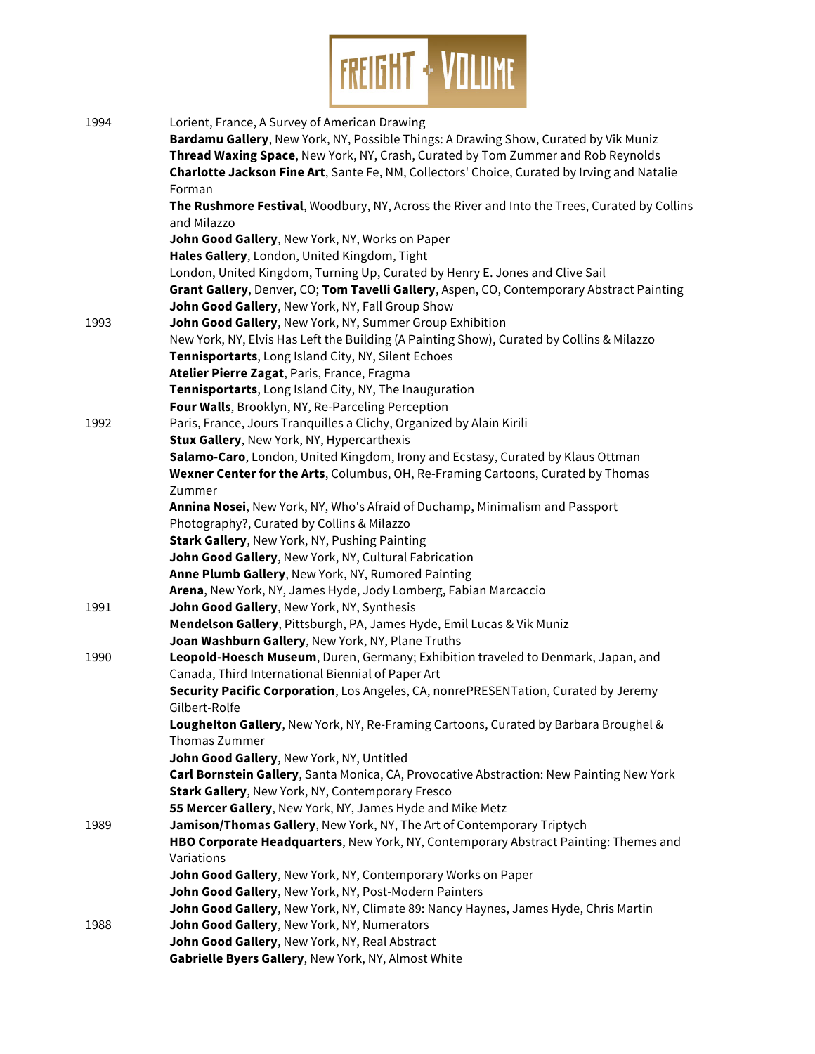1994

Lorient, France, A Survey of American Drawing
**Bardamu Gallery**, New York, NY, Possible Things: A Drawing Show, Curated by Vik Muniz
**Thread Waxing Space**, New York, NY, Crash, Curated by Tom Zummer and Rob Reynolds
**Charlotte Jackson Fine Art**, Sante Fe, NM, Collectors' Choice, Curated by Irving and Natalie Forman
**The Rushmore Festival**, Woodbury, NY, Across the River and Into the Trees, Curated by Collins and Milazzo
**John Good Gallery**, New York, NY, Works on Paper
**Hales Gallery**, London, United Kingdom, Tight
London, United Kingdom, Turning Up, Curated by Henry E. Jones and Clive Sail
**Grant Gallery**, Denver, CO; **Tom Tavelli Gallery**, Aspen, CO, Contemporary Abstract Painting
**John Good Gallery**, New York, NY, Fall Group Show

1993

**John Good Gallery**, New York, NY, Summer Group Exhibition
New York, NY, Elvis Has Left the Building (A Painting Show), Curated by Collins & Milazzo
**Tennisportarts**, Long Island City, NY, Silent Echoes
**Atelier Pierre Zagat**, Paris, France, Fragma
**Tennisportarts**, Long Island City, NY, The Inauguration
**Four Walls**, Brooklyn, NY, Re-Parceling Perception

1992

Paris, France, Jours Tranquilles a Clichy, Organized by Alain Kirili
**Stux Gallery**, New York, NY, Hypercarthexis
**Salamo-Caro**, London, United Kingdom, Irony and Ecstasy, Curated by Klaus Ottman
**Wexner Center for the Arts**, Columbus, OH, Re-Framing Cartoons, Curated by Thomas Zummer
**Annina Nosei**, New York, NY, Who's Afraid of Duchamp, Minimalism and Passport Photography?, Curated by Collins & Milazzo
**Stark Gallery**, New York, NY, Pushing Painting
**John Good Gallery**, New York, NY, Cultural Fabrication
**Anne Plumb Gallery**, New York, NY, Rumored Painting
**Arena**, New York, NY, James Hyde, Jody Lomberg, Fabian Marcaccio

1991

**John Good Gallery**, New York, NY, Synthesis
**Mendelson Gallery**, Pittsburgh, PA, James Hyde, Emil Lucas & Vik Muniz
**Joan Washburn Gallery**, New York, NY, Plane Truths

1990

**Leopold-Hoesch Museum**, Duren, Germany; Exhibition traveled to Denmark, Japan, and Canada, Third International Biennial of Paper Art
**Security Pacific Corporation**, Los Angeles, CA, nonrePRESENTation, Curated by Jeremy Gilbert-Rolfe
**Loughelton Gallery**, New York, NY, Re-Framing Cartoons, Curated by Barbara Broughel & Thomas Zummer
**John Good Gallery**, New York, NY, Untitled
**Carl Bornstein Gallery**, Santa Monica, CA, Provocative Abstraction: New Painting New York
**Stark Gallery**, New York, NY, Contemporary Fresco
**55 Mercer Gallery**, New York, NY, James Hyde and Mike Metz

1989

**Jamison/Thomas Gallery**, New York, NY, The Art of Contemporary Triptych
**HBO Corporate Headquarters**, New York, NY, Contemporary Abstract Painting: Themes and Variations
**John Good Gallery**, New York, NY, Contemporary Works on Paper
**John Good Gallery**, New York, NY, Post-Modern Painters
**John Good Gallery**, New York, NY, Climate 89: Nancy Haynes, James Hyde, Chris Martin

1988

**John Good Gallery**, New York, NY, Numerators
**John Good Gallery**, New York, NY, Real Abstract
**Gabrielle Byers Gallery**, New York, NY, Almost White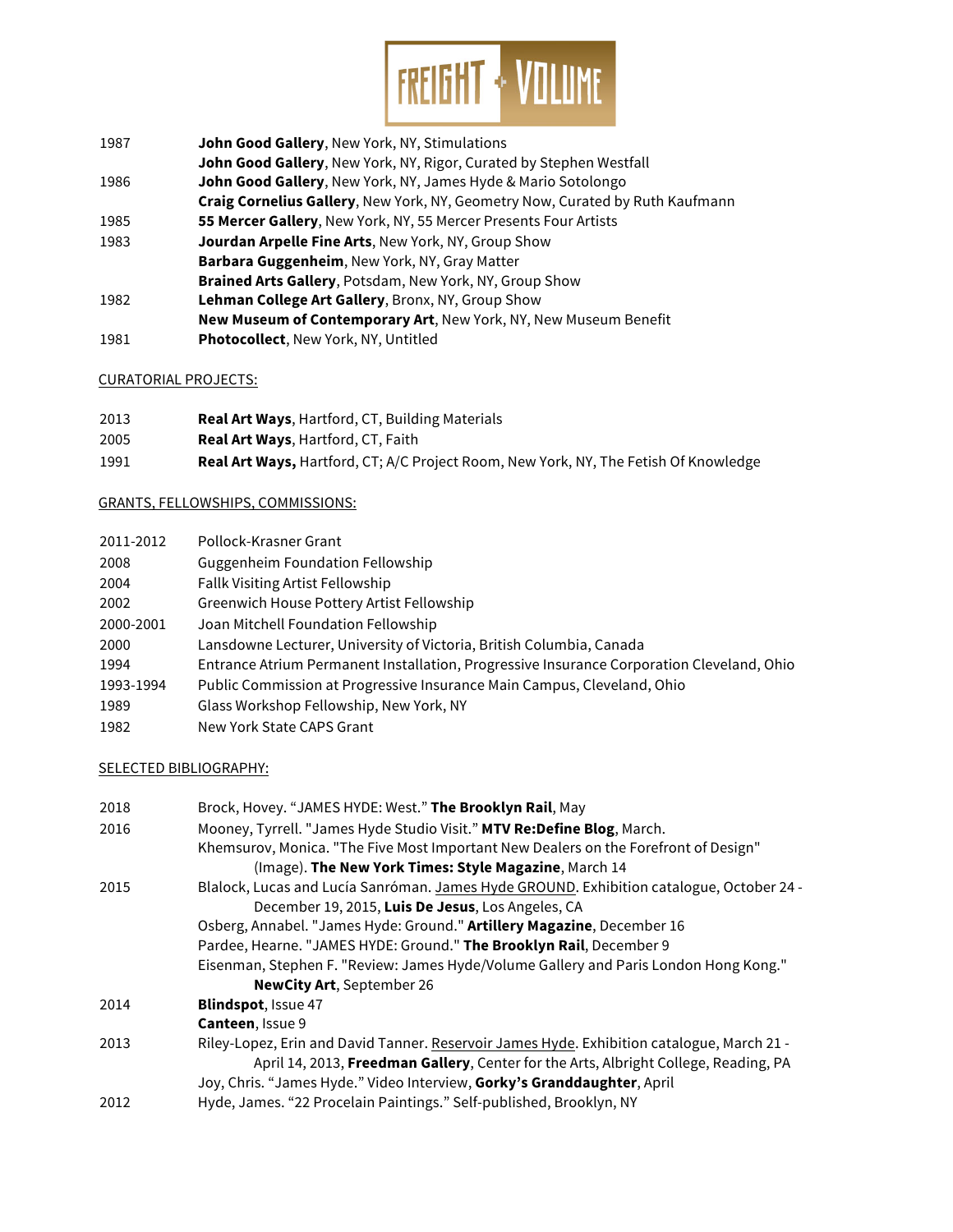| | |
|---|---|
| 1987 | **John Good Gallery**, New York, NY, Stimulations |
| | **John Good Gallery**, New York, NY, Rigor, Curated by Stephen Westfall |
| 1986 | **John Good Gallery**, New York, NY, James Hyde & Mario Sotolongo |
| | **Craig Cornelius Gallery**, New York, NY, Geometry Now, Curated by Ruth Kaufmann |
| 1985 | **55 Mercer Gallery**, New York, NY, 55 Mercer Presents Four Artists |
| 1983 | **Jourdan Arpelle Fine Arts**, New York, NY, Group Show |
| | **Barbara Guggenheim**, New York, NY, Gray Matter |
| | **Brained Arts Gallery**, Potsdam, New York, NY, Group Show |
| 1982 | **Lehman College Art Gallery**, Bronx, NY, Group Show |
| | **New Museum of Contemporary Art**, New York, NY, New Museum Benefit |
| 1981 | **Photocollect**, New York, NY, Untitled |

## CURATORIAL PROJECTS:

| | |
|---|---|
| 2013 | **Real Art Ways**, Hartford, CT, Building Materials |
| 2005 | **Real Art Ways**, Hartford, CT, Faith |
| 1991 | **Real Art Ways,** Hartford, CT; A/C Project Room, New York, NY, The Fetish Of Knowledge |

## GRANTS, FELLOWSHIPS, COMMISSIONS:

| | |
|---|---|
| 2011-2012 | Pollock-Krasner Grant |
| 2008 | Guggenheim Foundation Fellowship |
| 2004 | Fallk Visiting Artist Fellowship |
| 2002 | Greenwich House Pottery Artist Fellowship |
| 2000-2001 | Joan Mitchell Foundation Fellowship |
| 2000 | Lansdowne Lecturer, University of Victoria, British Columbia, Canada |
| 1994 | Entrance Atrium Permanent Installation, Progressive Insurance Corporation Cleveland, Ohio |
| 1993-1994 | Public Commission at Progressive Insurance Main Campus, Cleveland, Ohio |
| 1989 | Glass Workshop Fellowship, New York, NY |
| 1982 | New York State CAPS Grant |

## SELECTED BIBLIOGRAPHY:

| | |
|---|---|
| 2018 | Brock, Hovey. "JAMES HYDE: West." **The Brooklyn Rail**, May |
| 2016 | Mooney, Tyrrell. "James Hyde Studio Visit." **MTV Re:Define Blog**, March. |
| | Khemsurov, Monica. "The Five Most Important New Dealers on the Forefront of Design" (Image). **The New York Times: Style Magazine**, March 14 |
| 2015 | Blalock, Lucas and Lucía Sanróman. James Hyde GROUND. Exhibition catalogue, October 24 - December 19, 2015, **Luis De Jesus**, Los Angeles, CA |
| | Osberg, Annabel. "James Hyde: Ground." **Artillery Magazine**, December 16 |
| | Pardee, Hearne. "JAMES HYDE: Ground." **The Brooklyn Rail**, December 9 |
| | Eisenman, Stephen F. "Review: James Hyde/Volume Gallery and Paris London Hong Kong." **NewCity Art**, September 26 |
| 2014 | **Blindspot**, Issue 47 |
| | **Canteen**, Issue 9 |
| 2013 | Riley-Lopez, Erin and David Tanner. Reservoir James Hyde. Exhibition catalogue, March 21 - April 14, 2013, **Freedman Gallery**, Center for the Arts, Albright College, Reading, PA |
| | Joy, Chris. "James Hyde." Video Interview, **Gorky's Granddaughter**, April |
| 2012 | Hyde, James. "22 Procelain Paintings." Self-published, Brooklyn, NY |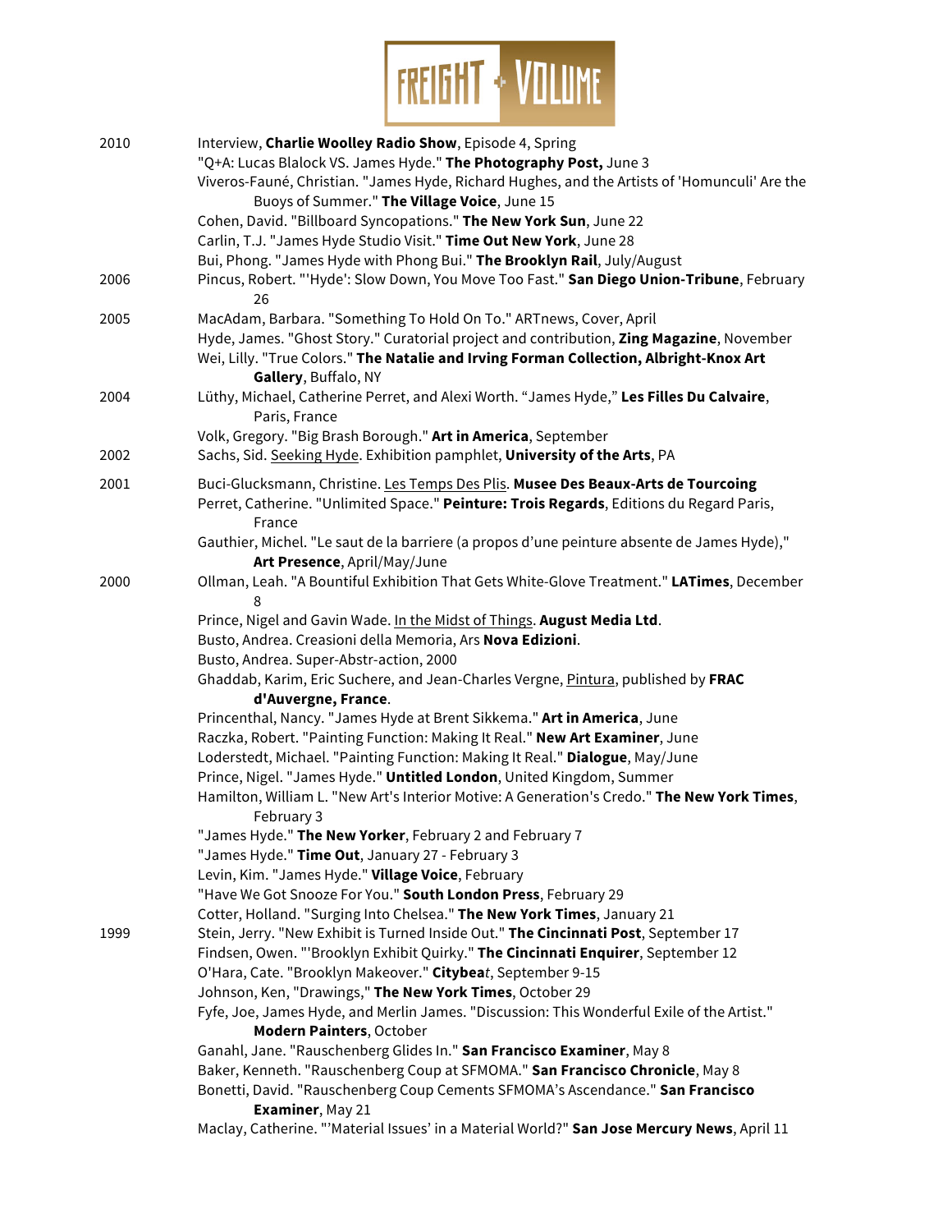2010 Interview, **Charlie Woolley Radio Show**, Episode 4, Spring
"Q+A: Lucas Blalock VS. James Hyde." **The Photography Post,** June 3
Viveros-Fauné, Christian. "James Hyde, Richard Hughes, and the Artists of 'Homunculi' Are the Buoys of Summer." **The Village Voice**, June 15
Cohen, David. "Billboard Syncopations." **The New York Sun**, June 22
Carlin, T.J. "James Hyde Studio Visit." **Time Out New York**, June 28
Bui, Phong. "James Hyde with Phong Bui." **The Brooklyn Rail**, July/August

2006 Pincus, Robert. "'Hyde': Slow Down, You Move Too Fast." **San Diego Union-Tribune**, February 26

2005 MacAdam, Barbara. "Something To Hold On To." ARTnews, Cover, April
Hyde, James. "Ghost Story." Curatorial project and contribution, **Zing Magazine**, November
Wei, Lilly. "True Colors." **The Natalie and Irving Forman Collection, Albright-Knox Art Gallery**, Buffalo, NY

2004 Lüthy, Michael, Catherine Perret, and Alexi Worth. "James Hyde," **Les Filles Du Calvaire**, Paris, France
Volk, Gregory. "Big Brash Borough." **Art in America**, September

2002 Sachs, Sid. Seeking Hyde. Exhibition pamphlet, **University of the Arts**, PA

2001 Buci-Glucksmann, Christine. Les Temps Des Plis. **Musee Des Beaux-Arts de Tourcoing**
Perret, Catherine. "Unlimited Space." **Peinture: Trois Regards**, Editions du Regard Paris, France
Gauthier, Michel. "Le saut de la barriere (a propos d'une peinture absente de James Hyde)," **Art Presence**, April/May/June

2000 Ollman, Leah. "A Bountiful Exhibition That Gets White-Glove Treatment." **LATimes**, December 8
Prince, Nigel and Gavin Wade. In the Midst of Things. **August Media Ltd**.
Busto, Andrea. Creasioni della Memoria, Ars **Nova Edizioni**.
Busto, Andrea. Super-Abstr-action, 2000
Ghaddab, Karim, Eric Suchere, and Jean-Charles Vergne, Pintura, published by **FRAC d'Auvergne, France**.
Princenthal, Nancy. "James Hyde at Brent Sikkema." **Art in America**, June
Raczka, Robert. "Painting Function: Making It Real." **New Art Examiner**, June
Loderstedt, Michael. "Painting Function: Making It Real." **Dialogue**, May/June
Prince, Nigel. "James Hyde." **Untitled London**, United Kingdom, Summer
Hamilton, William L. "New Art's Interior Motive: A Generation's Credo." **The New York Times**, February 3
"James Hyde." **The New Yorker**, February 2 and February 7
"James Hyde." **Time Out**, January 27 - February 3
Levin, Kim. "James Hyde." **Village Voice**, February
"Have We Got Snooze For You." **South London Press**, February 29
Cotter, Holland. "Surging Into Chelsea." **The New York Times**, January 21

1999 Stein, Jerry. "New Exhibit is Turned Inside Out." **The Cincinnati Post**, September 17
Findsen, Owen. "'Brooklyn Exhibit Quirky." **The Cincinnati Enquirer**, September 12
O'Hara, Cate. "Brooklyn Makeover." **Citybea***t*, September 9-15
Johnson, Ken, "Drawings," **The New York Times**, October 29
Fyfe, Joe, James Hyde, and Merlin James. "Discussion: This Wonderful Exile of the Artist." **Modern Painters**, October
Ganahl, Jane. "Rauschenberg Glides In." **San Francisco Examiner**, May 8
Baker, Kenneth. "Rauschenberg Coup at SFMOMA." **San Francisco Chronicle**, May 8
Bonetti, David. "Rauschenberg Coup Cements SFMOMA's Ascendance." **San Francisco Examiner**, May 21
Maclay, Catherine. "'Material Issues' in a Material World?" **San Jose Mercury News**, April 11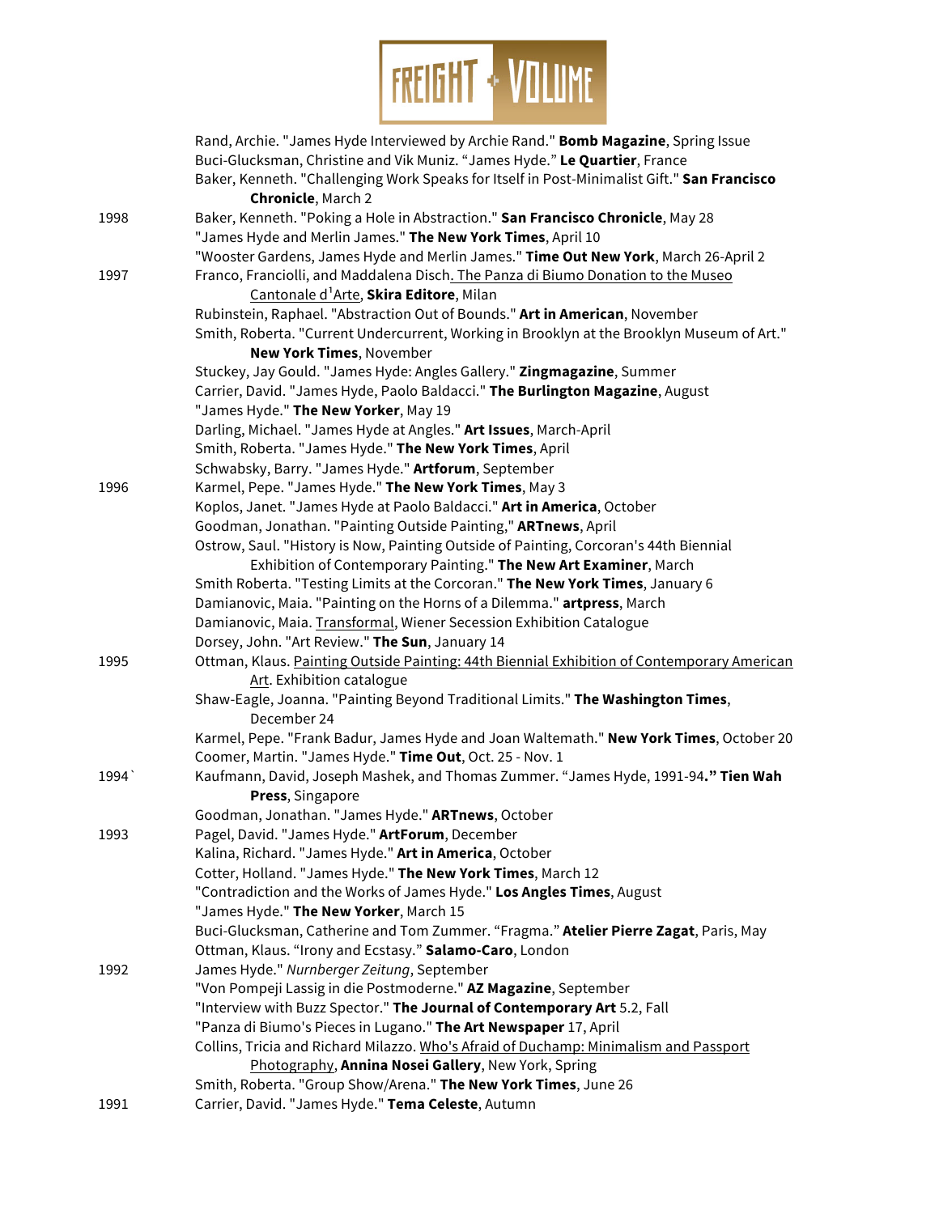Rand, Archie. "James Hyde Interviewed by Archie Rand." **Bomb Magazine**, Spring Issue
Buci-Glucksman, Christine and Vik Muniz. "James Hyde." **Le Quartier**, France
Baker, Kenneth. "Challenging Work Speaks for Itself in Post-Minimalist Gift." **San Francisco Chronicle**, March 2

1998
Baker, Kenneth. "Poking a Hole in Abstraction." **San Francisco Chronicle**, May 28
"James Hyde and Merlin James." **The New York Times**, April 10
"Wooster Gardens, James Hyde and Merlin James." **Time Out New York**, March 26-April 2

1997
Franco, Franciolli, and Maddalena Disch. The Panza di Biumo Donation to the Museo Cantonale d'Arte, **Skira Editore**, Milan
Rubinstein, Raphael. "Abstraction Out of Bounds." **Art in American**, November
Smith, Roberta. "Current Undercurrent, Working in Brooklyn at the Brooklyn Museum of Art." **New York Times**, November
Stuckey, Jay Gould. "James Hyde: Angles Gallery." **Zingmagazine**, Summer
Carrier, David. "James Hyde, Paolo Baldacci." **The Burlington Magazine**, August
"James Hyde." **The New Yorker**, May 19
Darling, Michael. "James Hyde at Angles." **Art Issues**, March-April
Smith, Roberta. "James Hyde." **The New York Times**, April
Schwabsky, Barry. "James Hyde." **Artforum**, September

1996
Karmel, Pepe. "James Hyde." **The New York Times**, May 3
Koplos, Janet. "James Hyde at Paolo Baldacci." **Art in America**, October
Goodman, Jonathan. "Painting Outside Painting," **ARTnews**, April
Ostrow, Saul. "History is Now, Painting Outside of Painting, Corcoran's 44th Biennial Exhibition of Contemporary Painting." **The New Art Examiner**, March
Smith Roberta. "Testing Limits at the Corcoran." **The New York Times**, January 6
Damianovic, Maia. "Painting on the Horns of a Dilemma." **artpress**, March
Damianovic, Maia. Transformal, Wiener Secession Exhibition Catalogue
Dorsey, John. "Art Review." **The Sun**, January 14

1995
Ottman, Klaus. Painting Outside Painting: 44th Biennial Exhibition of Contemporary American Art. Exhibition catalogue
Shaw-Eagle, Joanna. "Painting Beyond Traditional Limits." **The Washington Times**, December 24
Karmel, Pepe. "Frank Badur, James Hyde and Joan Waltemath." **New York Times**, October 20
Coomer, Martin. "James Hyde." **Time Out**, Oct. 25 - Nov. 1

1994`
Kaufmann, David, Joseph Mashek, and Thomas Zummer. "James Hyde, 1991-94." **Tien Wah Press**, Singapore
Goodman, Jonathan. "James Hyde." **ARTnews**, October

1993
Pagel, David. "James Hyde." **ArtForum**, December
Kalina, Richard. "James Hyde." **Art in America**, October
Cotter, Holland. "James Hyde." **The New York Times**, March 12
"Contradiction and the Works of James Hyde." **Los Angles Times**, August
"James Hyde." **The New Yorker**, March 15
Buci-Glucksman, Catherine and Tom Zummer. "Fragma." **Atelier Pierre Zagat**, Paris, May
Ottman, Klaus. "Irony and Ecstasy." **Salamo-Caro**, London

1992
James Hyde." *Nurnberger Zeitung*, September
"Von Pompeji Lassig in die Postmoderne." **AZ Magazine**, September
"Interview with Buzz Spector." **The Journal of Contemporary Art** 5.2, Fall
"Panza di Biumo's Pieces in Lugano." **The Art Newspaper** 17, April
Collins, Tricia and Richard Milazzo. Who's Afraid of Duchamp: Minimalism and Passport Photography, **Annina Nosei Gallery**, New York, Spring
Smith, Roberta. "Group Show/Arena." **The New York Times**, June 26

1991
Carrier, David. "James Hyde." **Tema Celeste**, Autumn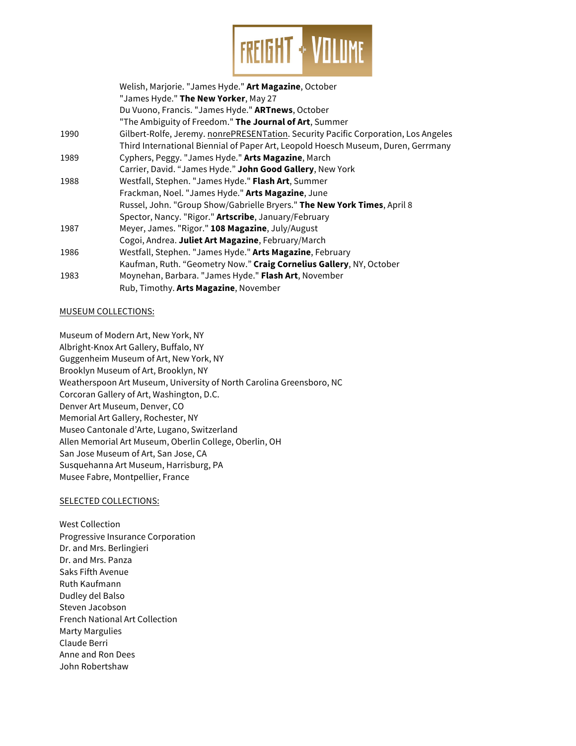| | |
|---|---|
| | Welish, Marjorie. "James Hyde." **Art Magazine**, October |
| | "James Hyde." **The New Yorker**, May 27 |
| | Du Vuono, Francis. "James Hyde." **ARTnews**, October |
| | "The Ambiguity of Freedom." **The Journal of Art**, Summer |
| 1990 | Gilbert-Rolfe, Jeremy. nonrePRESENTation. Security Pacific Corporation, Los Angeles |
| | Third International Biennial of Paper Art, Leopold Hoesch Museum, Duren, Gerrmany |
| 1989 | Cyphers, Peggy. "James Hyde." **Arts Magazine**, March |
| | Carrier, David. "James Hyde." **John Good Gallery**, New York |
| 1988 | Westfall, Stephen. "James Hyde." **Flash Art**, Summer |
| | Frackman, Noel. "James Hyde." **Arts Magazine**, June |
| | Russel, John. "Group Show/Gabrielle Bryers." **The New York Times**, April 8 |
| | Spector, Nancy. "Rigor." **Artscribe**, January/February |
| 1987 | Meyer, James. "Rigor." **108 Magazine**, July/August |
| | Cogoi, Andrea. **Juliet Art Magazine**, February/March |
| 1986 | Westfall, Stephen. "James Hyde." **Arts Magazine**, February |
| | Kaufman, Ruth. "Geometry Now." **Craig Cornelius Gallery**, NY, October |
| 1983 | Moynehan, Barbara. "James Hyde." **Flash Art**, November |
| | Rub, Timothy. **Arts Magazine**, November |

MUSEUM COLLECTIONS:

Museum of Modern Art, New York, NY
Albright-Knox Art Gallery, Buffalo, NY
Guggenheim Museum of Art, New York, NY
Brooklyn Museum of Art, Brooklyn, NY
Weatherspoon Art Museum, University of North Carolina Greensboro, NC
Corcoran Gallery of Art, Washington, D.C.
Denver Art Museum, Denver, CO
Memorial Art Gallery, Rochester, NY
Museo Cantonale d'Arte, Lugano, Switzerland
Allen Memorial Art Museum, Oberlin College, Oberlin, OH
San Jose Museum of Art, San Jose, CA
Susquehanna Art Museum, Harrisburg, PA
Musee Fabre, Montpellier, France

SELECTED COLLECTIONS:

West Collection
Progressive Insurance Corporation
Dr. and Mrs. Berlingieri
Dr. and Mrs. Panza
Saks Fifth Avenue
Ruth Kaufmann
Dudley del Balso
Steven Jacobson
French National Art Collection
Marty Margulies
Claude Berri
Anne and Ron Dees
John Robertshaw